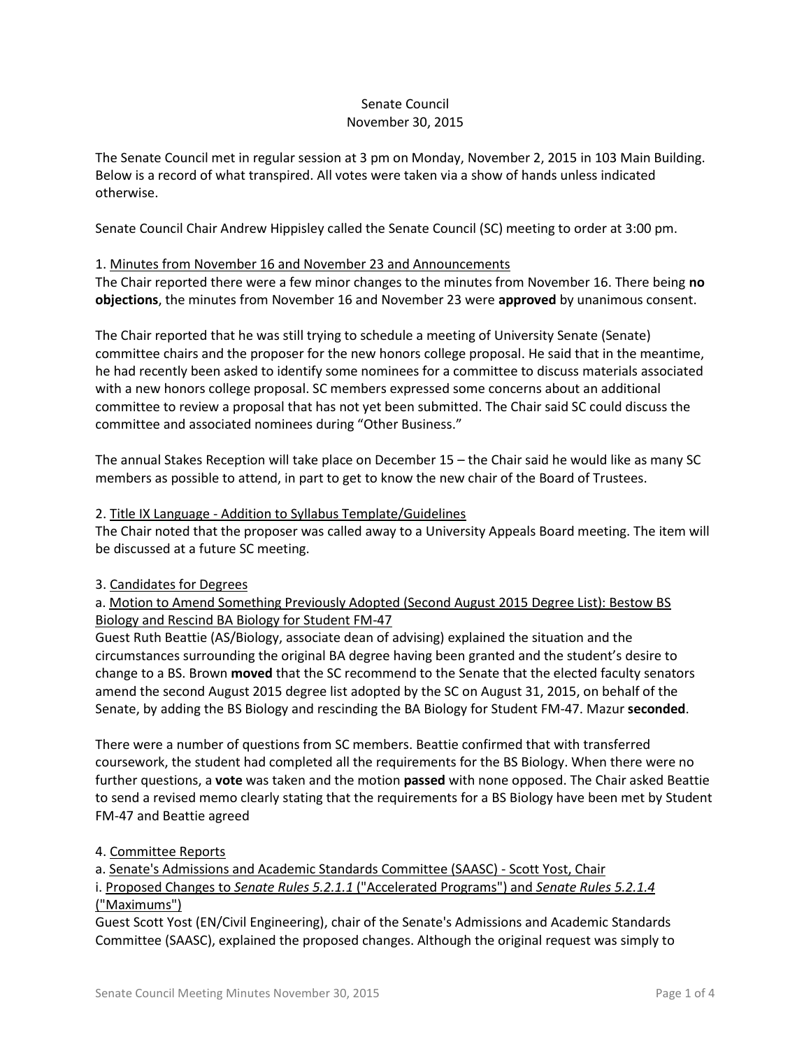Senate Council
November 30, 2015

The Senate Council met in regular session at 3 pm on Monday, November 2, 2015 in 103 Main Building. Below is a record of what transpired. All votes were taken via a show of hands unless indicated otherwise.

Senate Council Chair Andrew Hippisley called the Senate Council (SC) meeting to order at 3:00 pm.

1. Minutes from November 16 and November 23 and Announcements

The Chair reported there were a few minor changes to the minutes from November 16. There being **no objections**, the minutes from November 16 and November 23 were **approved** by unanimous consent.

The Chair reported that he was still trying to schedule a meeting of University Senate (Senate) committee chairs and the proposer for the new honors college proposal. He said that in the meantime, he had recently been asked to identify some nominees for a committee to discuss materials associated with a new honors college proposal. SC members expressed some concerns about an additional committee to review a proposal that has not yet been submitted. The Chair said SC could discuss the committee and associated nominees during "Other Business."

The annual Stakes Reception will take place on December 15 – the Chair said he would like as many SC members as possible to attend, in part to get to know the new chair of the Board of Trustees.

2. Title IX Language - Addition to Syllabus Template/Guidelines

The Chair noted that the proposer was called away to a University Appeals Board meeting. The item will be discussed at a future SC meeting.

3. Candidates for Degrees

a. Motion to Amend Something Previously Adopted (Second August 2015 Degree List): Bestow BS Biology and Rescind BA Biology for Student FM-47

Guest Ruth Beattie (AS/Biology, associate dean of advising) explained the situation and the circumstances surrounding the original BA degree having been granted and the student's desire to change to a BS. Brown **moved** that the SC recommend to the Senate that the elected faculty senators amend the second August 2015 degree list adopted by the SC on August 31, 2015, on behalf of the Senate, by adding the BS Biology and rescinding the BA Biology for Student FM-47. Mazur **seconded**.

There were a number of questions from SC members. Beattie confirmed that with transferred coursework, the student had completed all the requirements for the BS Biology. When there were no further questions, a **vote** was taken and the motion **passed** with none opposed. The Chair asked Beattie to send a revised memo clearly stating that the requirements for a BS Biology have been met by Student FM-47 and Beattie agreed

4. Committee Reports

a. Senate's Admissions and Academic Standards Committee (SAASC) - Scott Yost, Chair

i. Proposed Changes to *Senate Rules 5.2.1.1* ("Accelerated Programs") and *Senate Rules 5.2.1.4* ("Maximums")

Guest Scott Yost (EN/Civil Engineering), chair of the Senate's Admissions and Academic Standards Committee (SAASC), explained the proposed changes. Although the original request was simply to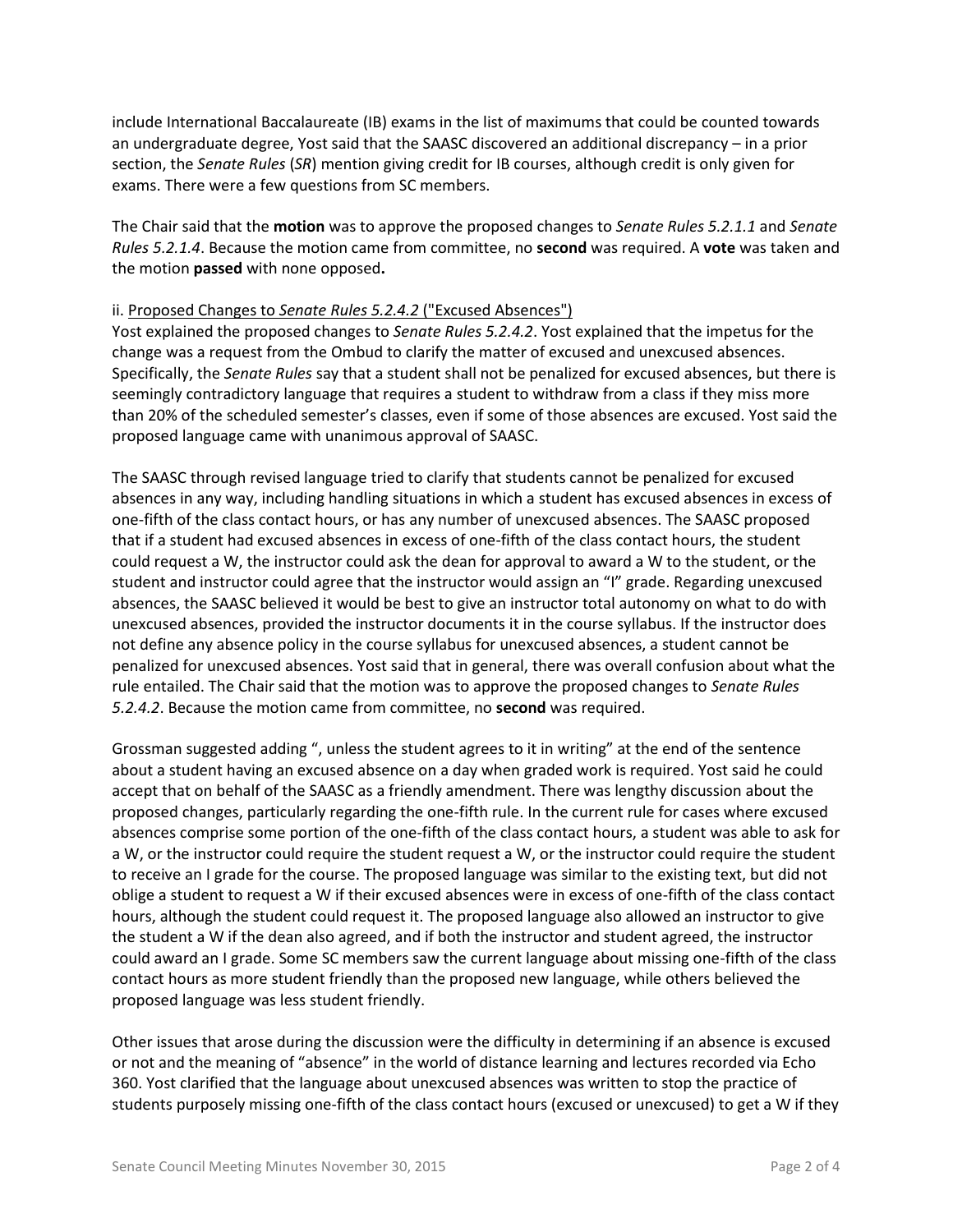include International Baccalaureate (IB) exams in the list of maximums that could be counted towards an undergraduate degree, Yost said that the SAASC discovered an additional discrepancy – in a prior section, the *Senate Rules* (*SR*) mention giving credit for IB courses, although credit is only given for exams. There were a few questions from SC members.

The Chair said that the **motion** was to approve the proposed changes to *Senate Rules 5.2.1.1* and *Senate Rules 5.2.1.4*. Because the motion came from committee, no **second** was required. A **vote** was taken and the motion **passed** with none opposed**.**

ii. Proposed Changes to *Senate Rules 5.2.4.2* ("Excused Absences")

Yost explained the proposed changes to *Senate Rules 5.2.4.2*. Yost explained that the impetus for the change was a request from the Ombud to clarify the matter of excused and unexcused absences. Specifically, the *Senate Rules* say that a student shall not be penalized for excused absences, but there is seemingly contradictory language that requires a student to withdraw from a class if they miss more than 20% of the scheduled semester's classes, even if some of those absences are excused. Yost said the proposed language came with unanimous approval of SAASC.

The SAASC through revised language tried to clarify that students cannot be penalized for excused absences in any way, including handling situations in which a student has excused absences in excess of one-fifth of the class contact hours, or has any number of unexcused absences. The SAASC proposed that if a student had excused absences in excess of one-fifth of the class contact hours, the student could request a W, the instructor could ask the dean for approval to award a W to the student, or the student and instructor could agree that the instructor would assign an "I" grade. Regarding unexcused absences, the SAASC believed it would be best to give an instructor total autonomy on what to do with unexcused absences, provided the instructor documents it in the course syllabus. If the instructor does not define any absence policy in the course syllabus for unexcused absences, a student cannot be penalized for unexcused absences. Yost said that in general, there was overall confusion about what the rule entailed. The Chair said that the motion was to approve the proposed changes to *Senate Rules 5.2.4.2*. Because the motion came from committee, no **second** was required.

Grossman suggested adding ", unless the student agrees to it in writing" at the end of the sentence about a student having an excused absence on a day when graded work is required. Yost said he could accept that on behalf of the SAASC as a friendly amendment. There was lengthy discussion about the proposed changes, particularly regarding the one-fifth rule. In the current rule for cases where excused absences comprise some portion of the one-fifth of the class contact hours, a student was able to ask for a W, or the instructor could require the student request a W, or the instructor could require the student to receive an I grade for the course. The proposed language was similar to the existing text, but did not oblige a student to request a W if their excused absences were in excess of one-fifth of the class contact hours, although the student could request it. The proposed language also allowed an instructor to give the student a W if the dean also agreed, and if both the instructor and student agreed, the instructor could award an I grade. Some SC members saw the current language about missing one-fifth of the class contact hours as more student friendly than the proposed new language, while others believed the proposed language was less student friendly.

Other issues that arose during the discussion were the difficulty in determining if an absence is excused or not and the meaning of "absence" in the world of distance learning and lectures recorded via Echo 360. Yost clarified that the language about unexcused absences was written to stop the practice of students purposely missing one-fifth of the class contact hours (excused or unexcused) to get a W if they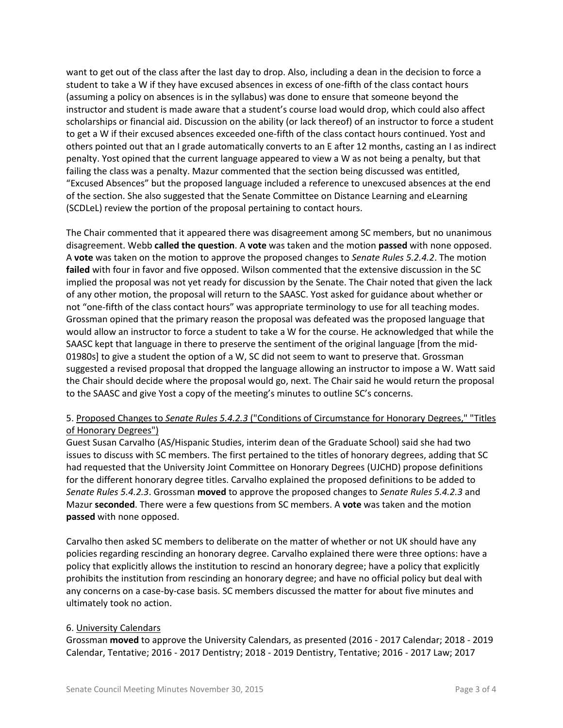want to get out of the class after the last day to drop. Also, including a dean in the decision to force a student to take a W if they have excused absences in excess of one-fifth of the class contact hours (assuming a policy on absences is in the syllabus) was done to ensure that someone beyond the instructor and student is made aware that a student's course load would drop, which could also affect scholarships or financial aid. Discussion on the ability (or lack thereof) of an instructor to force a student to get a W if their excused absences exceeded one-fifth of the class contact hours continued. Yost and others pointed out that an I grade automatically converts to an E after 12 months, casting an I as indirect penalty. Yost opined that the current language appeared to view a W as not being a penalty, but that failing the class was a penalty. Mazur commented that the section being discussed was entitled, "Excused Absences" but the proposed language included a reference to unexcused absences at the end of the section. She also suggested that the Senate Committee on Distance Learning and eLearning (SCDLeL) review the portion of the proposal pertaining to contact hours.

The Chair commented that it appeared there was disagreement among SC members, but no unanimous disagreement. Webb **called the question**. A **vote** was taken and the motion **passed** with none opposed. A **vote** was taken on the motion to approve the proposed changes to *Senate Rules 5.2.4.2*. The motion **failed** with four in favor and five opposed. Wilson commented that the extensive discussion in the SC implied the proposal was not yet ready for discussion by the Senate. The Chair noted that given the lack of any other motion, the proposal will return to the SAASC. Yost asked for guidance about whether or not "one-fifth of the class contact hours" was appropriate terminology to use for all teaching modes. Grossman opined that the primary reason the proposal was defeated was the proposed language that would allow an instructor to force a student to take a W for the course. He acknowledged that while the SAASC kept that language in there to preserve the sentiment of the original language [from the mid-01980s] to give a student the option of a W, SC did not seem to want to preserve that. Grossman suggested a revised proposal that dropped the language allowing an instructor to impose a W. Watt said the Chair should decide where the proposal would go, next. The Chair said he would return the proposal to the SAASC and give Yost a copy of the meeting's minutes to outline SC's concerns.

5. Proposed Changes to *Senate Rules 5.4.2.3* ("Conditions of Circumstance for Honorary Degrees," "Titles of Honorary Degrees")
Guest Susan Carvalho (AS/Hispanic Studies, interim dean of the Graduate School) said she had two issues to discuss with SC members. The first pertained to the titles of honorary degrees, adding that SC had requested that the University Joint Committee on Honorary Degrees (UJCHD) propose definitions for the different honorary degree titles. Carvalho explained the proposed definitions to be added to *Senate Rules 5.4.2.3*. Grossman **moved** to approve the proposed changes to *Senate Rules 5.4.2.3* and Mazur **seconded**. There were a few questions from SC members. A **vote** was taken and the motion **passed** with none opposed.

Carvalho then asked SC members to deliberate on the matter of whether or not UK should have any policies regarding rescinding an honorary degree. Carvalho explained there were three options: have a policy that explicitly allows the institution to rescind an honorary degree; have a policy that explicitly prohibits the institution from rescinding an honorary degree; and have no official policy but deal with any concerns on a case-by-case basis. SC members discussed the matter for about five minutes and ultimately took no action.

6. University Calendars
Grossman **moved** to approve the University Calendars, as presented (2016 - 2017 Calendar; 2018 - 2019 Calendar, Tentative; 2016 - 2017 Dentistry; 2018 - 2019 Dentistry, Tentative; 2016 - 2017 Law; 2017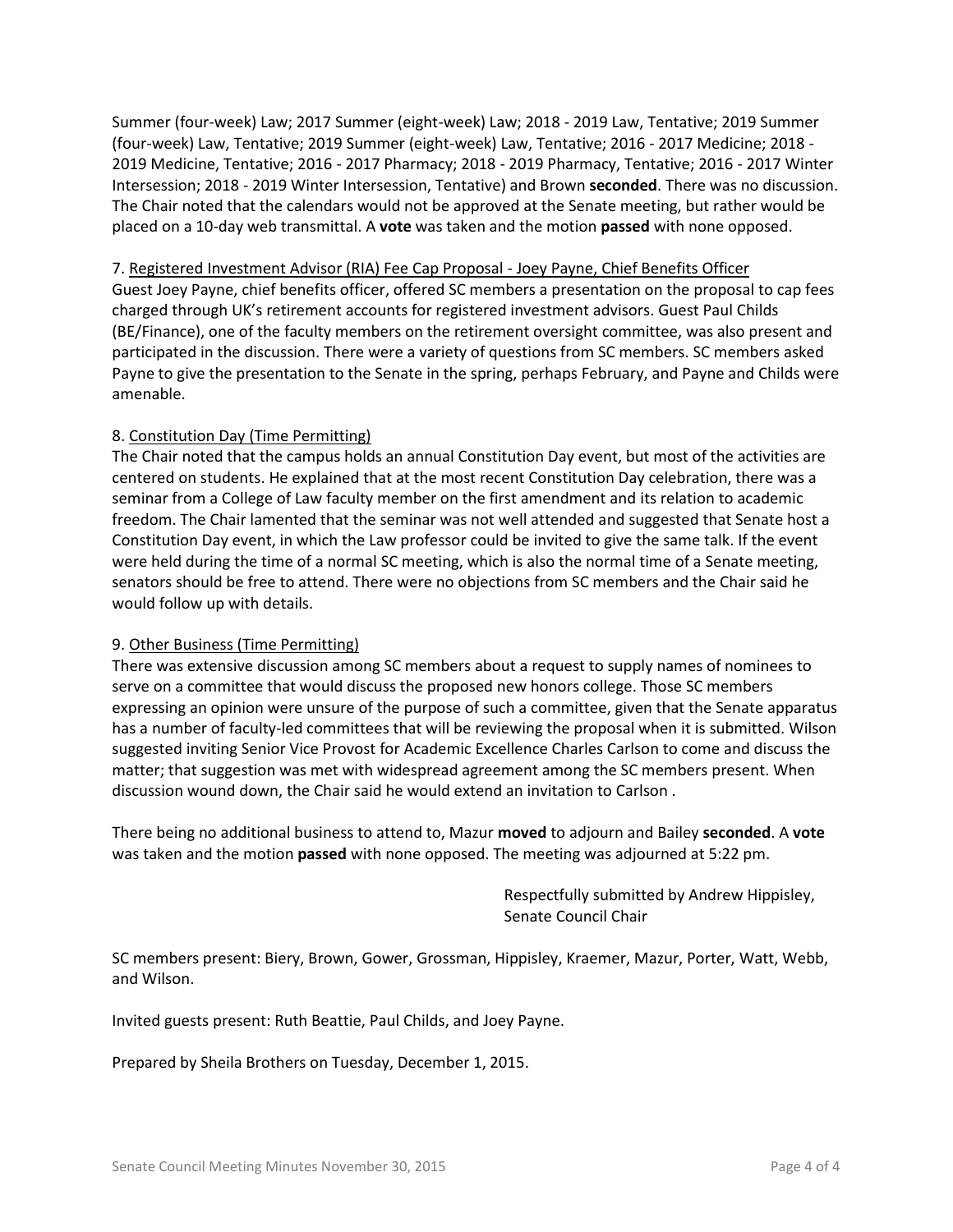Summer (four-week) Law; 2017 Summer (eight-week) Law; 2018 - 2019 Law, Tentative; 2019 Summer (four-week) Law, Tentative; 2019 Summer (eight-week) Law, Tentative; 2016 - 2017 Medicine; 2018 - 2019 Medicine, Tentative; 2016 - 2017 Pharmacy; 2018 - 2019 Pharmacy, Tentative; 2016 - 2017 Winter Intersession; 2018 - 2019 Winter Intersession, Tentative) and Brown **seconded**. There was no discussion. The Chair noted that the calendars would not be approved at the Senate meeting, but rather would be placed on a 10-day web transmittal. A **vote** was taken and the motion **passed** with none opposed.

7. Registered Investment Advisor (RIA) Fee Cap Proposal - Joey Payne, Chief Benefits Officer

Guest Joey Payne, chief benefits officer, offered SC members a presentation on the proposal to cap fees charged through UK's retirement accounts for registered investment advisors. Guest Paul Childs (BE/Finance), one of the faculty members on the retirement oversight committee, was also present and participated in the discussion. There were a variety of questions from SC members. SC members asked Payne to give the presentation to the Senate in the spring, perhaps February, and Payne and Childs were amenable.

8. Constitution Day (Time Permitting)

The Chair noted that the campus holds an annual Constitution Day event, but most of the activities are centered on students. He explained that at the most recent Constitution Day celebration, there was a seminar from a College of Law faculty member on the first amendment and its relation to academic freedom. The Chair lamented that the seminar was not well attended and suggested that Senate host a Constitution Day event, in which the Law professor could be invited to give the same talk. If the event were held during the time of a normal SC meeting, which is also the normal time of a Senate meeting, senators should be free to attend. There were no objections from SC members and the Chair said he would follow up with details.

9. Other Business (Time Permitting)

There was extensive discussion among SC members about a request to supply names of nominees to serve on a committee that would discuss the proposed new honors college. Those SC members expressing an opinion were unsure of the purpose of such a committee, given that the Senate apparatus has a number of faculty-led committees that will be reviewing the proposal when it is submitted. Wilson suggested inviting Senior Vice Provost for Academic Excellence Charles Carlson to come and discuss the matter; that suggestion was met with widespread agreement among the SC members present. When discussion wound down, the Chair said he would extend an invitation to Carlson .

There being no additional business to attend to, Mazur **moved** to adjourn and Bailey **seconded**. A **vote** was taken and the motion **passed** with none opposed. The meeting was adjourned at 5:22 pm.

Respectfully submitted by Andrew Hippisley,
Senate Council Chair

SC members present: Biery, Brown, Gower, Grossman, Hippisley, Kraemer, Mazur, Porter, Watt, Webb, and Wilson.

Invited guests present: Ruth Beattie, Paul Childs, and Joey Payne.

Prepared by Sheila Brothers on Tuesday, December 1, 2015.